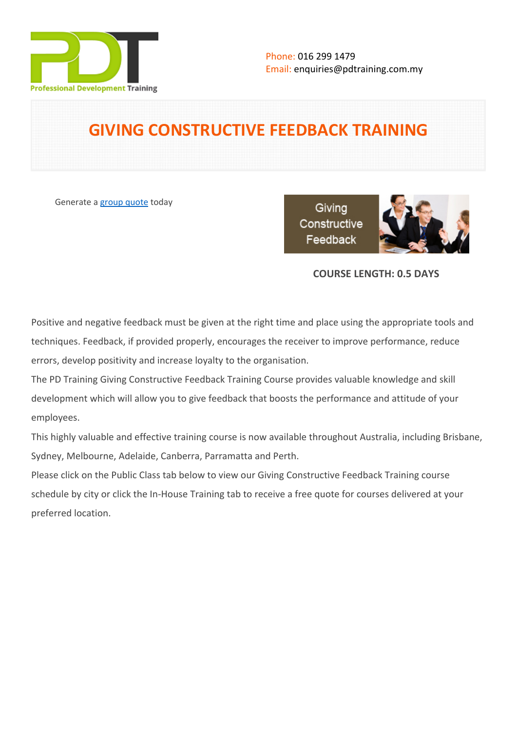Phone: 016 299 1479
Email: enquiries@pdtraining.com.my

# GIVING CONSTRUCTIVE FEEDBACK TRAINING

Generate a [group quote](group quote) today

**COURSE LENGTH: 0.5 DAYS**

Positive and negative feedback must be given at the right time and place using the appropriate tools and techniques. Feedback, if provided properly, encourages the receiver to improve performance, reduce errors, develop positivity and increase loyalty to the organisation.

The PD Training Giving Constructive Feedback Training Course provides valuable knowledge and skill development which will allow you to give feedback that boosts the performance and attitude of your employees.

This highly valuable and effective training course is now available throughout Australia, including Brisbane, Sydney, Melbourne, Adelaide, Canberra, Parramatta and Perth.

Please click on the Public Class tab below to view our Giving Constructive Feedback Training course schedule by city or click the In-House Training tab to receive a free quote for courses delivered at your preferred location.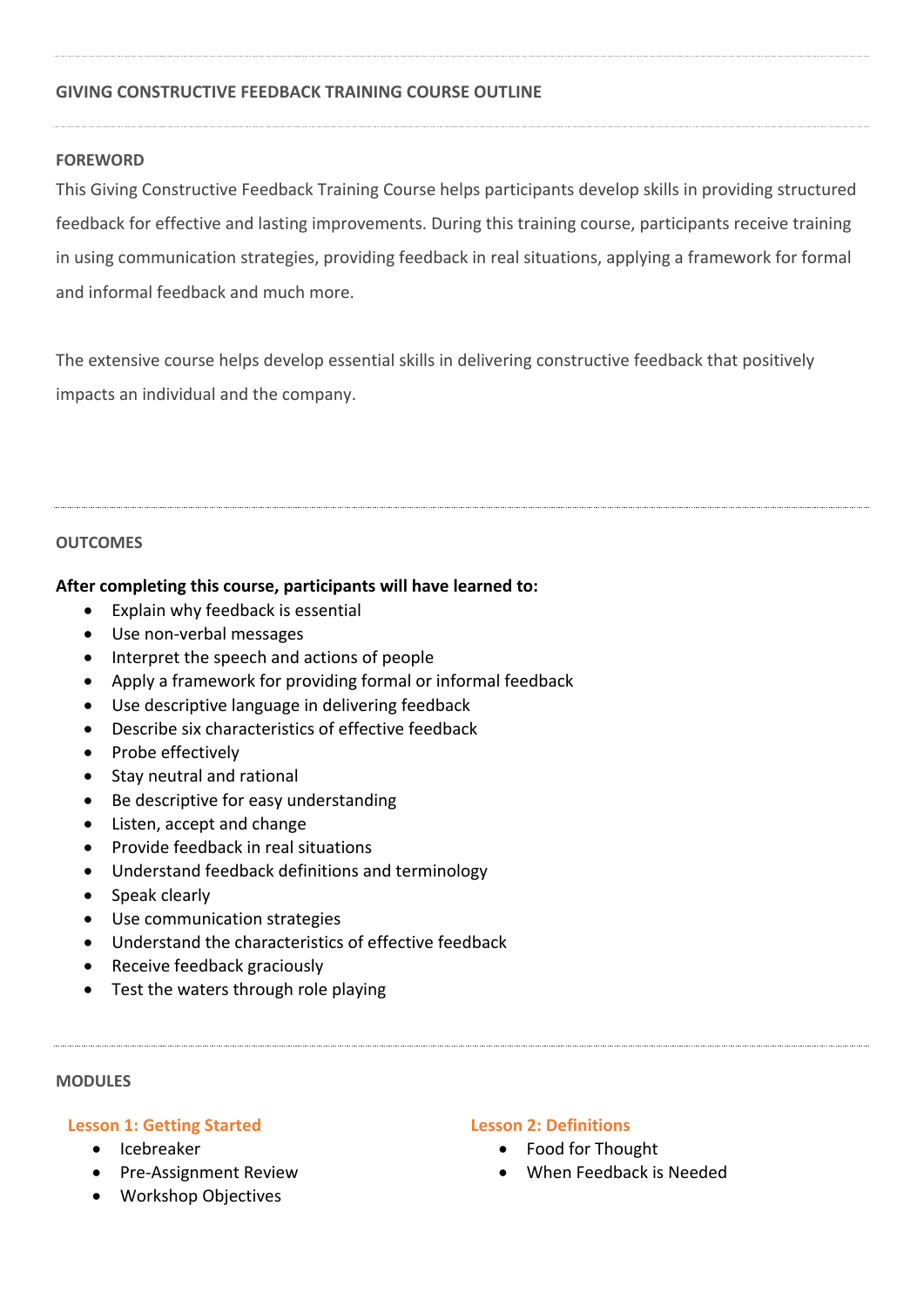## GIVING CONSTRUCTIVE FEEDBACK TRAINING COURSE OUTLINE

### FOREWORD

This Giving Constructive Feedback Training Course helps participants develop skills in providing structured feedback for effective and lasting improvements. During this training course, participants receive training in using communication strategies, providing feedback in real situations, applying a framework for formal and informal feedback and much more.

The extensive course helps develop essential skills in delivering constructive feedback that positively impacts an individual and the company.

### OUTCOMES

**After completing this course, participants will have learned to:**

- Explain why feedback is essential
- Use non-verbal messages
- Interpret the speech and actions of people
- Apply a framework for providing formal or informal feedback
- Use descriptive language in delivering feedback
- Describe six characteristics of effective feedback
- Probe effectively
- Stay neutral and rational
- Be descriptive for easy understanding
- Listen, accept and change
- Provide feedback in real situations
- Understand feedback definitions and terminology
- Speak clearly
- Use communication strategies
- Understand the characteristics of effective feedback
- Receive feedback graciously
- Test the waters through role playing

### MODULES

#### Lesson 1: Getting Started

- Icebreaker
- Pre-Assignment Review
- Workshop Objectives

#### Lesson 2: Definitions

- Food for Thought
- When Feedback is Needed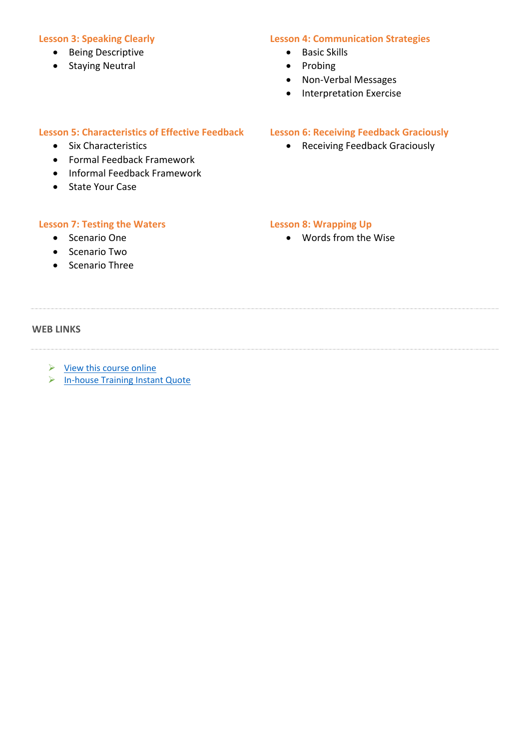### Lesson 3: Speaking Clearly

- Being Descriptive
- Staying Neutral

### Lesson 4: Communication Strategies

- Basic Skills
- Probing
- Non-Verbal Messages
- Interpretation Exercise

### Lesson 5: Characteristics of Effective Feedback

- Six Characteristics
- Formal Feedback Framework
- Informal Feedback Framework
- State Your Case

### Lesson 6: Receiving Feedback Graciously

- Receiving Feedback Graciously

### Lesson 7: Testing the Waters

- Scenario One
- Scenario Two
- Scenario Three

### Lesson 8: Wrapping Up

- Words from the Wise

---

**WEB LINKS**

---

- View this course online
- In-house Training Instant Quote